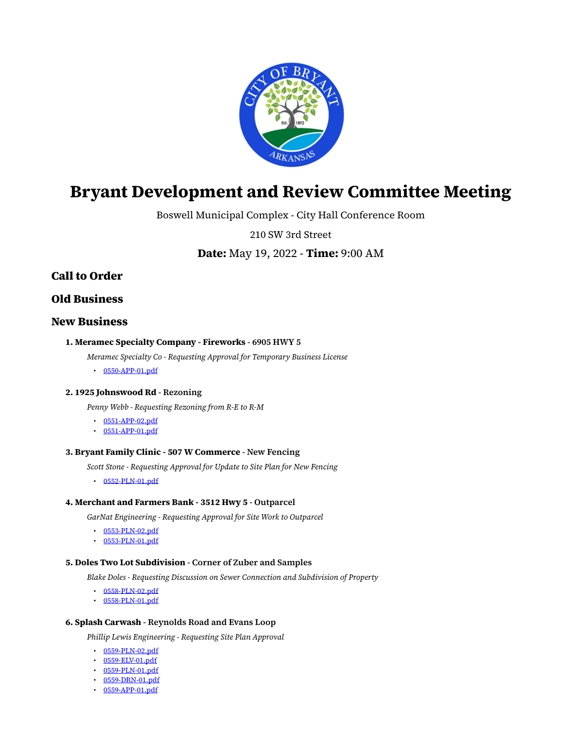# Bryant Development and Review Committee Meeting

Boswell Municipal Complex - City Hall Conference Room

210 SW 3rd Street

**Date:** May 19, 2022 - **Time:** 9:00 AM

## Call to Order

## Old Business

## New Business

### 1. Meramec Specialty Company - Fireworks - 6905 HWY 5

*Meramec Specialty Co - Requesting Approval for Temporary Business License*

- 0550-APP-01.pdf

### 2. 1925 Johnswood Rd - Rezoning

*Penny Webb - Requesting Rezoning from R-E to R-M*

- 0551-APP-02.pdf
- 0551-APP-01.pdf

### 3. Bryant Family Clinic - 507 W Commerce - New Fencing

*Scott Stone - Requesting Approval for Update to Site Plan for New Fencing*

- 0552-PLN-01.pdf

### 4. Merchant and Farmers Bank - 3512 Hwy 5 - Outparcel

*GarNat Engineering - Requesting Approval for Site Work to Outparcel*

- 0553-PLN-02.pdf
- 0553-PLN-01.pdf

### 5. Doles Two Lot Subdivision - Corner of Zuber and Samples

*Blake Doles - Requesting Discussion on Sewer Connection and Subdivision of Property*

- 0558-PLN-02.pdf
- 0558-PLN-01.pdf

### 6. Splash Carwash - Reynolds Road and Evans Loop

*Phillip Lewis Engineering - Requesting Site Plan Approval*

- 0559-PLN-02.pdf
- 0559-ELV-01.pdf
- 0559-PLN-01.pdf
- 0559-DRN-01.pdf
- 0559-APP-01.pdf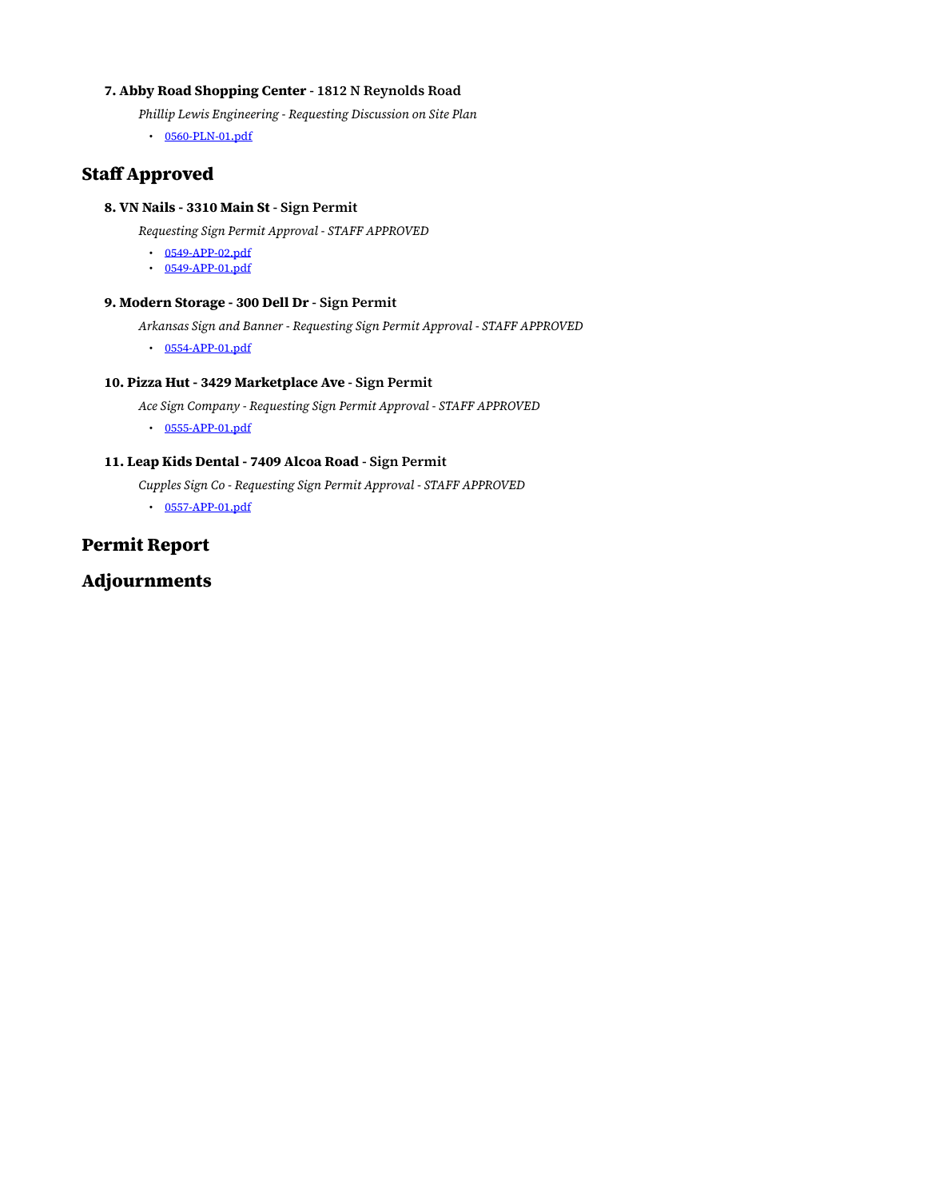### 7. Abby Road Shopping Center - 1812 N Reynolds Road

*Phillip Lewis Engineering - Requesting Discussion on Site Plan*

- 0560-PLN-01.pdf

## Staff Approved

### 8. VN Nails - 3310 Main St - Sign Permit

*Requesting Sign Permit Approval - STAFF APPROVED*

- 0549-APP-02.pdf
- 0549-APP-01.pdf

### 9. Modern Storage - 300 Dell Dr - Sign Permit

*Arkansas Sign and Banner - Requesting Sign Permit Approval - STAFF APPROVED*

- 0554-APP-01.pdf

### 10. Pizza Hut - 3429 Marketplace Ave - Sign Permit

*Ace Sign Company - Requesting Sign Permit Approval - STAFF APPROVED*

- 0555-APP-01.pdf

### 11. Leap Kids Dental - 7409 Alcoa Road - Sign Permit

*Cupples Sign Co - Requesting Sign Permit Approval - STAFF APPROVED*

- 0557-APP-01.pdf

## Permit Report

## Adjournments